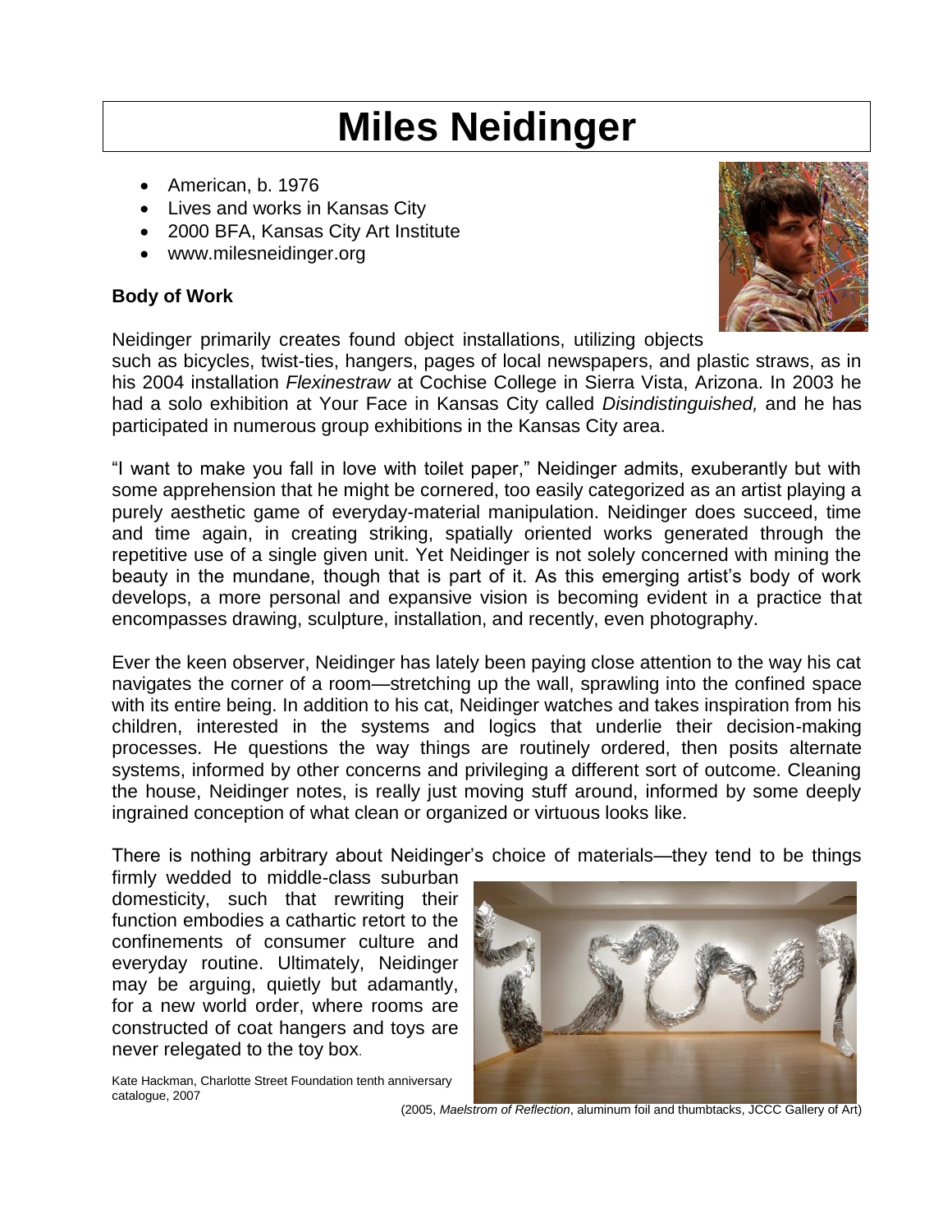# Miles Neidinger

- American, b. 1976
- Lives and works in Kansas City
- 2000 BFA, Kansas City Art Institute
- www.milesneidinger.org

**Body of Work**

Neidinger primarily creates found object installations, utilizing objects such as bicycles, twist-ties, hangers, pages of local newspapers, and plastic straws, as in his 2004 installation *Flexinestraw* at Cochise College in Sierra Vista, Arizona. In 2003 he had a solo exhibition at Your Face in Kansas City called *Disindistinguished,* and he has participated in numerous group exhibitions in the Kansas City area.

"I want to make you fall in love with toilet paper," Neidinger admits, exuberantly but with some apprehension that he might be cornered, too easily categorized as an artist playing a purely aesthetic game of everyday-material manipulation. Neidinger does succeed, time and time again, in creating striking, spatially oriented works generated through the repetitive use of a single given unit. Yet Neidinger is not solely concerned with mining the beauty in the mundane, though that is part of it. As this emerging artist's body of work develops, a more personal and expansive vision is becoming evident in a practice that encompasses drawing, sculpture, installation, and recently, even photography.

Ever the keen observer, Neidinger has lately been paying close attention to the way his cat navigates the corner of a room—stretching up the wall, sprawling into the confined space with its entire being. In addition to his cat, Neidinger watches and takes inspiration from his children, interested in the systems and logics that underlie their decision-making processes. He questions the way things are routinely ordered, then posits alternate systems, informed by other concerns and privileging a different sort of outcome. Cleaning the house, Neidinger notes, is really just moving stuff around, informed by some deeply ingrained conception of what clean or organized or virtuous looks like.

There is nothing arbitrary about Neidinger's choice of materials—they tend to be things firmly wedded to middle-class suburban domesticity, such that rewriting their function embodies a cathartic retort to the confinements of consumer culture and everyday routine. Ultimately, Neidinger may be arguing, quietly but adamantly, for a new world order, where rooms are constructed of coat hangers and toys are never relegated to the toy box.

Kate Hackman, Charlotte Street Foundation tenth anniversary catalogue, 2007

(2005, *Maelstrom of Reflection*, aluminum foil and thumbtacks, JCCC Gallery of Art)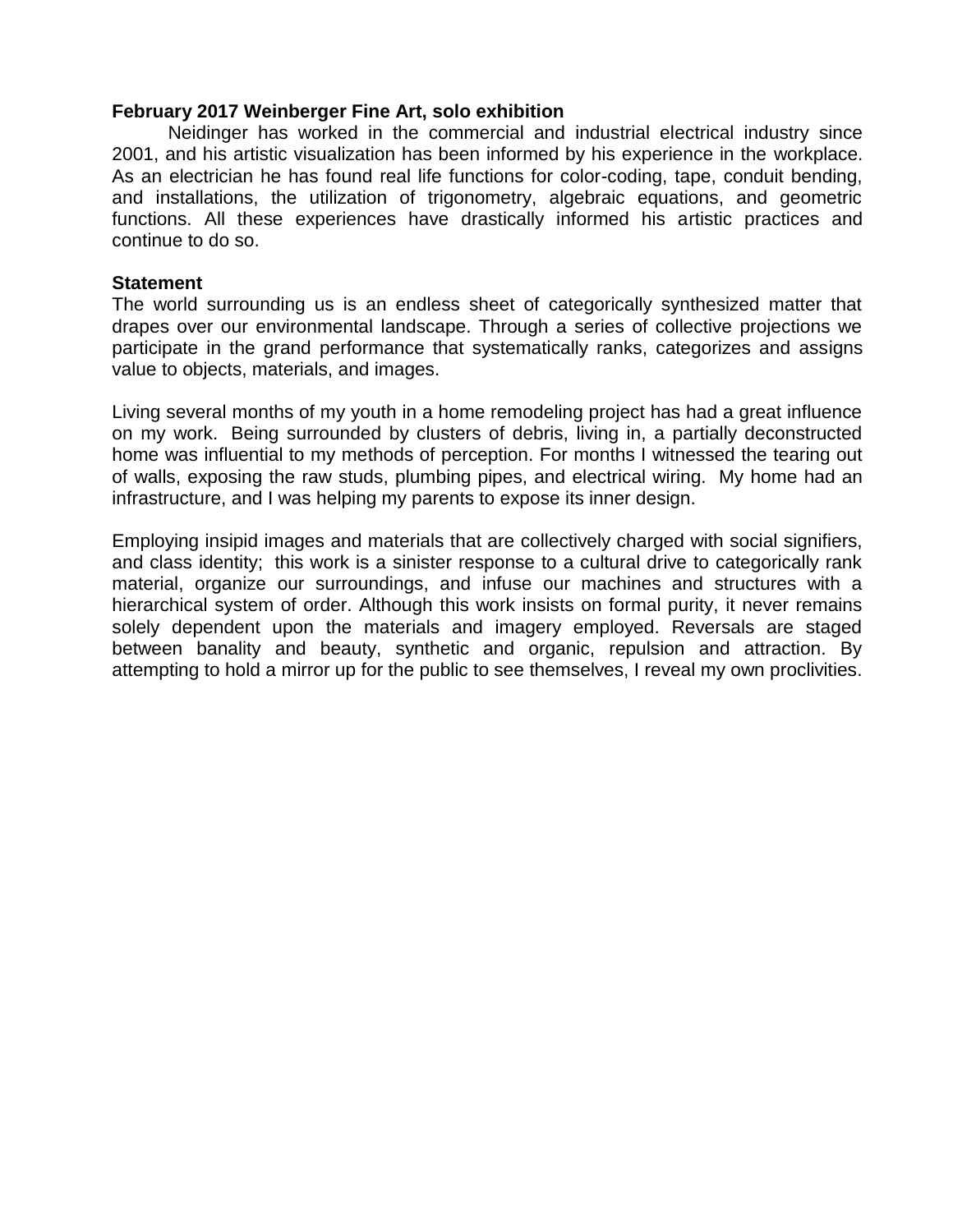**February 2017 Weinberger Fine Art, solo exhibition**

Neidinger has worked in the commercial and industrial electrical industry since 2001, and his artistic visualization has been informed by his experience in the workplace. As an electrician he has found real life functions for color-coding, tape, conduit bending, and installations, the utilization of trigonometry, algebraic equations, and geometric functions. All these experiences have drastically informed his artistic practices and continue to do so.

**Statement**

The world surrounding us is an endless sheet of categorically synthesized matter that drapes over our environmental landscape. Through a series of collective projections we participate in the grand performance that systematically ranks, categorizes and assigns value to objects, materials, and images.

Living several months of my youth in a home remodeling project has had a great influence on my work. Being surrounded by clusters of debris, living in, a partially deconstructed home was influential to my methods of perception. For months I witnessed the tearing out of walls, exposing the raw studs, plumbing pipes, and electrical wiring. My home had an infrastructure, and I was helping my parents to expose its inner design.

Employing insipid images and materials that are collectively charged with social signifiers, and class identity; this work is a sinister response to a cultural drive to categorically rank material, organize our surroundings, and infuse our machines and structures with a hierarchical system of order. Although this work insists on formal purity, it never remains solely dependent upon the materials and imagery employed. Reversals are staged between banality and beauty, synthetic and organic, repulsion and attraction. By attempting to hold a mirror up for the public to see themselves, I reveal my own proclivities.